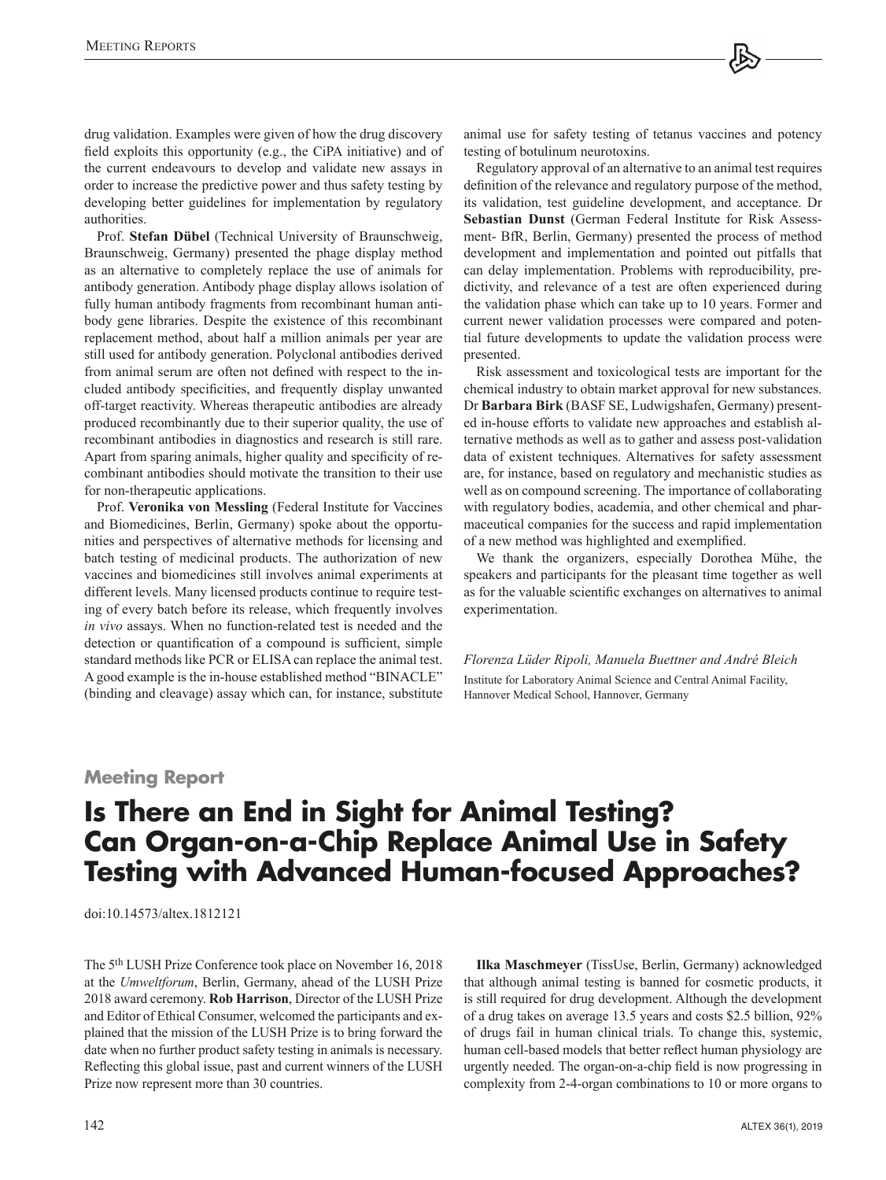drug validation. Examples were given of how the drug discovery field exploits this opportunity (e.g., the CiPA initiative) and of the current endeavours to develop and validate new assays in order to increase the predictive power and thus safety testing by developing better guidelines for implementation by regulatory authorities.

Prof. **Stefan Dübel** (Technical University of Braunschweig, Braunschweig, Germany) presented the phage display method as an alternative to completely replace the use of animals for antibody generation. Antibody phage display allows isolation of fully human antibody fragments from recombinant human antibody gene libraries. Despite the existence of this recombinant replacement method, about half a million animals per year are still used for antibody generation. Polyclonal antibodies derived from animal serum are often not defined with respect to the included antibody specificities, and frequently display unwanted off-target reactivity. Whereas therapeutic antibodies are already produced recombinantly due to their superior quality, the use of recombinant antibodies in diagnostics and research is still rare. Apart from sparing animals, higher quality and specificity of recombinant antibodies should motivate the transition to their use for non-therapeutic applications.

Prof. **Veronika von Messling** (Federal Institute for Vaccines and Biomedicines, Berlin, Germany) spoke about the opportunities and perspectives of alternative methods for licensing and batch testing of medicinal products. The authorization of new vaccines and biomedicines still involves animal experiments at different levels. Many licensed products continue to require testing of every batch before its release, which frequently involves *in vivo* assays. When no function-related test is needed and the detection or quantification of a compound is sufficient, simple standard methods like PCR or ELISA can replace the animal test. A good example is the in-house established method "BINACLE" (binding and cleavage) assay which can, for instance, substitute animal use for safety testing of tetanus vaccines and potency testing of botulinum neurotoxins.

Regulatory approval of an alternative to an animal test requires definition of the relevance and regulatory purpose of the method, its validation, test guideline development, and acceptance. Dr **Sebastian Dunst** (German Federal Institute for Risk Assessment- BfR, Berlin, Germany) presented the process of method development and implementation and pointed out pitfalls that can delay implementation. Problems with reproducibility, predictivity, and relevance of a test are often experienced during the validation phase which can take up to 10 years. Former and current newer validation processes were compared and potential future developments to update the validation process were presented.

Risk assessment and toxicological tests are important for the chemical industry to obtain market approval for new substances. Dr **Barbara Birk** (BASF SE, Ludwigshafen, Germany) presented in-house efforts to validate new approaches and establish alternative methods as well as to gather and assess post-validation data of existent techniques. Alternatives for safety assessment are, for instance, based on regulatory and mechanistic studies as well as on compound screening. The importance of collaborating with regulatory bodies, academia, and other chemical and pharmaceutical companies for the success and rapid implementation of a new method was highlighted and exemplified.

We thank the organizers, especially Dorothea Mühe, the speakers and participants for the pleasant time together as well as for the valuable scientific exchanges on alternatives to animal experimentation.

*Florenza Lüder Ripoli, Manuela Buettner and André Bleich*
Institute for Laboratory Animal Science and Central Animal Facility, Hannover Medical School, Hannover, Germany

**Meeting Report**

# Is There an End in Sight for Animal Testing? Can Organ-on-a-Chip Replace Animal Use in Safety Testing with Advanced Human-focused Approaches?

doi:10.14573/altex.1812121

The 5th LUSH Prize Conference took place on November 16, 2018 at the *Umweltforum*, Berlin, Germany, ahead of the LUSH Prize 2018 award ceremony. **Rob Harrison**, Director of the LUSH Prize and Editor of Ethical Consumer, welcomed the participants and explained that the mission of the LUSH Prize is to bring forward the date when no further product safety testing in animals is necessary. Reflecting this global issue, past and current winners of the LUSH Prize now represent more than 30 countries.

**Ilka Maschmeyer** (TissUse, Berlin, Germany) acknowledged that although animal testing is banned for cosmetic products, it is still required for drug development. Although the development of a drug takes on average 13.5 years and costs $2.5 billion, 92% of drugs fail in human clinical trials. To change this, systemic, human cell-based models that better reflect human physiology are urgently needed. The organ-on-a-chip field is now progressing in complexity from 2-4-organ combinations to 10 or more organs to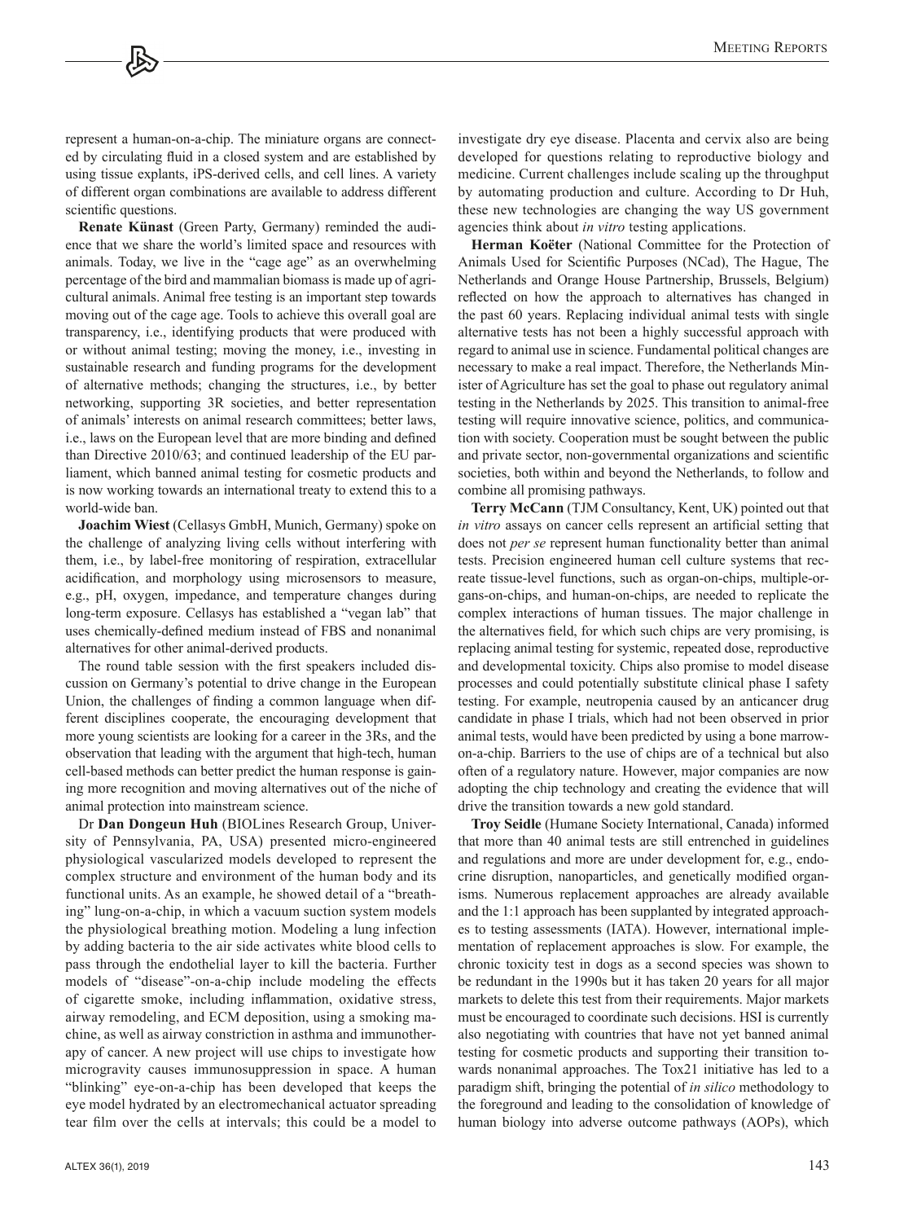represent a human-on-a-chip. The miniature organs are connected by circulating fluid in a closed system and are established by using tissue explants, iPS-derived cells, and cell lines. A variety of different organ combinations are available to address different scientific questions.

**Renate Künast** (Green Party, Germany) reminded the audience that we share the world's limited space and resources with animals. Today, we live in the "cage age" as an overwhelming percentage of the bird and mammalian biomass is made up of agricultural animals. Animal free testing is an important step towards moving out of the cage age. Tools to achieve this overall goal are transparency, i.e., identifying products that were produced with or without animal testing; moving the money, i.e., investing in sustainable research and funding programs for the development of alternative methods; changing the structures, i.e., by better networking, supporting 3R societies, and better representation of animals' interests on animal research committees; better laws, i.e., laws on the European level that are more binding and defined than Directive 2010/63; and continued leadership of the EU parliament, which banned animal testing for cosmetic products and is now working towards an international treaty to extend this to a world-wide ban.

**Joachim Wiest** (Cellasys GmbH, Munich, Germany) spoke on the challenge of analyzing living cells without interfering with them, i.e., by label-free monitoring of respiration, extracellular acidification, and morphology using microsensors to measure, e.g., pH, oxygen, impedance, and temperature changes during long-term exposure. Cellasys has established a "vegan lab" that uses chemically-defined medium instead of FBS and nonanimal alternatives for other animal-derived products.

The round table session with the first speakers included discussion on Germany's potential to drive change in the European Union, the challenges of finding a common language when different disciplines cooperate, the encouraging development that more young scientists are looking for a career in the 3Rs, and the observation that leading with the argument that high-tech, human cell-based methods can better predict the human response is gaining more recognition and moving alternatives out of the niche of animal protection into mainstream science.

Dr **Dan Dongeun Huh** (BIOLines Research Group, University of Pennsylvania, PA, USA) presented micro-engineered physiological vascularized models developed to represent the complex structure and environment of the human body and its functional units. As an example, he showed detail of a "breathing" lung-on-a-chip, in which a vacuum suction system models the physiological breathing motion. Modeling a lung infection by adding bacteria to the air side activates white blood cells to pass through the endothelial layer to kill the bacteria. Further models of "disease"-on-a-chip include modeling the effects of cigarette smoke, including inflammation, oxidative stress, airway remodeling, and ECM deposition, using a smoking machine, as well as airway constriction in asthma and immunotherapy of cancer. A new project will use chips to investigate how microgravity causes immunosuppression in space. A human "blinking" eye-on-a-chip has been developed that keeps the eye model hydrated by an electromechanical actuator spreading tear film over the cells at intervals; this could be a model to investigate dry eye disease. Placenta and cervix also are being developed for questions relating to reproductive biology and medicine. Current challenges include scaling up the throughput by automating production and culture. According to Dr Huh, these new technologies are changing the way US government agencies think about *in vitro* testing applications.

**Herman Koëter** (National Committee for the Protection of Animals Used for Scientific Purposes (NCad), The Hague, The Netherlands and Orange House Partnership, Brussels, Belgium) reflected on how the approach to alternatives has changed in the past 60 years. Replacing individual animal tests with single alternative tests has not been a highly successful approach with regard to animal use in science. Fundamental political changes are necessary to make a real impact. Therefore, the Netherlands Minister of Agriculture has set the goal to phase out regulatory animal testing in the Netherlands by 2025. This transition to animal-free testing will require innovative science, politics, and communication with society. Cooperation must be sought between the public and private sector, non-governmental organizations and scientific societies, both within and beyond the Netherlands, to follow and combine all promising pathways.

**Terry McCann** (TJM Consultancy, Kent, UK) pointed out that *in vitro* assays on cancer cells represent an artificial setting that does not *per se* represent human functionality better than animal tests. Precision engineered human cell culture systems that recreate tissue-level functions, such as organ-on-chips, multiple-organs-on-chips, and human-on-chips, are needed to replicate the complex interactions of human tissues. The major challenge in the alternatives field, for which such chips are very promising, is replacing animal testing for systemic, repeated dose, reproductive and developmental toxicity. Chips also promise to model disease processes and could potentially substitute clinical phase I safety testing. For example, neutropenia caused by an anticancer drug candidate in phase I trials, which had not been observed in prior animal tests, would have been predicted by using a bone marrow-on-a-chip. Barriers to the use of chips are of a technical but also often of a regulatory nature. However, major companies are now adopting the chip technology and creating the evidence that will drive the transition towards a new gold standard.

**Troy Seidle** (Humane Society International, Canada) informed that more than 40 animal tests are still entrenched in guidelines and regulations and more are under development for, e.g., endocrine disruption, nanoparticles, and genetically modified organisms. Numerous replacement approaches are already available and the 1:1 approach has been supplanted by integrated approaches to testing assessments (IATA). However, international implementation of replacement approaches is slow. For example, the chronic toxicity test in dogs as a second species was shown to be redundant in the 1990s but it has taken 20 years for all major markets to delete this test from their requirements. Major markets must be encouraged to coordinate such decisions. HSI is currently also negotiating with countries that have not yet banned animal testing for cosmetic products and supporting their transition towards nonanimal approaches. The Tox21 initiative has led to a paradigm shift, bringing the potential of *in silico* methodology to the foreground and leading to the consolidation of knowledge of human biology into adverse outcome pathways (AOPs), which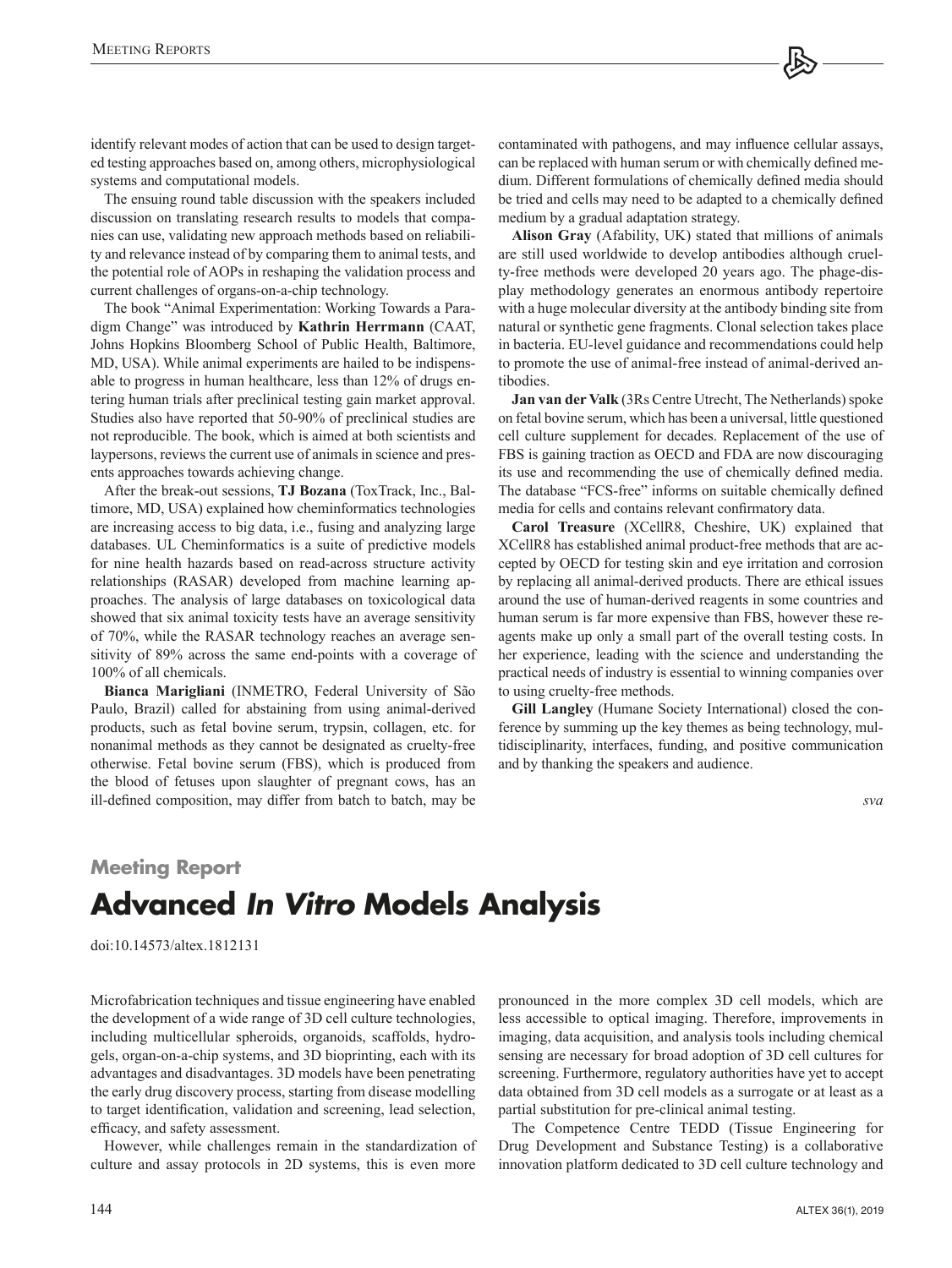identify relevant modes of action that can be used to design targeted testing approaches based on, among others, microphysiological systems and computational models.

The ensuing round table discussion with the speakers included discussion on translating research results to models that companies can use, validating new approach methods based on reliability and relevance instead of by comparing them to animal tests, and the potential role of AOPs in reshaping the validation process and current challenges of organs-on-a-chip technology.

The book "Animal Experimentation: Working Towards a Paradigm Change" was introduced by **Kathrin Herrmann** (CAAT, Johns Hopkins Bloomberg School of Public Health, Baltimore, MD, USA). While animal experiments are hailed to be indispensable to progress in human healthcare, less than 12% of drugs entering human trials after preclinical testing gain market approval. Studies also have reported that 50-90% of preclinical studies are not reproducible. The book, which is aimed at both scientists and laypersons, reviews the current use of animals in science and presents approaches towards achieving change.

After the break-out sessions, **TJ Bozana** (ToxTrack, Inc., Baltimore, MD, USA) explained how cheminformatics technologies are increasing access to big data, i.e., fusing and analyzing large databases. UL Cheminformatics is a suite of predictive models for nine health hazards based on read-across structure activity relationships (RASAR) developed from machine learning approaches. The analysis of large databases on toxicological data showed that six animal toxicity tests have an average sensitivity of 70%, while the RASAR technology reaches an average sensitivity of 89% across the same end-points with a coverage of 100% of all chemicals.

**Bianca Marigliani** (INMETRO, Federal University of São Paulo, Brazil) called for abstaining from using animal-derived products, such as fetal bovine serum, trypsin, collagen, etc. for nonanimal methods as they cannot be designated as cruelty-free otherwise. Fetal bovine serum (FBS), which is produced from the blood of fetuses upon slaughter of pregnant cows, has an ill-defined composition, may differ from batch to batch, may be contaminated with pathogens, and may influence cellular assays, can be replaced with human serum or with chemically defined medium. Different formulations of chemically defined media should be tried and cells may need to be adapted to a chemically defined medium by a gradual adaptation strategy.

**Alison Gray** (Afability, UK) stated that millions of animals are still used worldwide to develop antibodies although cruelty-free methods were developed 20 years ago. The phage-display methodology generates an enormous antibody repertoire with a huge molecular diversity at the antibody binding site from natural or synthetic gene fragments. Clonal selection takes place in bacteria. EU-level guidance and recommendations could help to promote the use of animal-free instead of animal-derived antibodies.

**Jan van der Valk** (3Rs Centre Utrecht, The Netherlands) spoke on fetal bovine serum, which has been a universal, little questioned cell culture supplement for decades. Replacement of the use of FBS is gaining traction as OECD and FDA are now discouraging its use and recommending the use of chemically defined media. The database "FCS-free" informs on suitable chemically defined media for cells and contains relevant confirmatory data.

**Carol Treasure** (XCellR8, Cheshire, UK) explained that XCellR8 has established animal product-free methods that are accepted by OECD for testing skin and eye irritation and corrosion by replacing all animal-derived products. There are ethical issues around the use of human-derived reagents in some countries and human serum is far more expensive than FBS, however these reagents make up only a small part of the overall testing costs. In her experience, leading with the science and understanding the practical needs of industry is essential to winning companies over to using cruelty-free methods.

**Gill Langley** (Humane Society International) closed the conference by summing up the key themes as being technology, multidisciplinarity, interfaces, funding, and positive communication and by thanking the speakers and audience.

*sva*

**Meeting Report**

# Advanced *In Vitro* Models Analysis

doi:10.14573/altex.1812131

Microfabrication techniques and tissue engineering have enabled the development of a wide range of 3D cell culture technologies, including multicellular spheroids, organoids, scaffolds, hydrogels, organ-on-a-chip systems, and 3D bioprinting, each with its advantages and disadvantages. 3D models have been penetrating the early drug discovery process, starting from disease modelling to target identification, validation and screening, lead selection, efficacy, and safety assessment.

However, while challenges remain in the standardization of culture and assay protocols in 2D systems, this is even more pronounced in the more complex 3D cell models, which are less accessible to optical imaging. Therefore, improvements in imaging, data acquisition, and analysis tools including chemical sensing are necessary for broad adoption of 3D cell cultures for screening. Furthermore, regulatory authorities have yet to accept data obtained from 3D cell models as a surrogate or at least as a partial substitution for pre-clinical animal testing.

The Competence Centre TEDD (Tissue Engineering for Drug Development and Substance Testing) is a collaborative innovation platform dedicated to 3D cell culture technology and